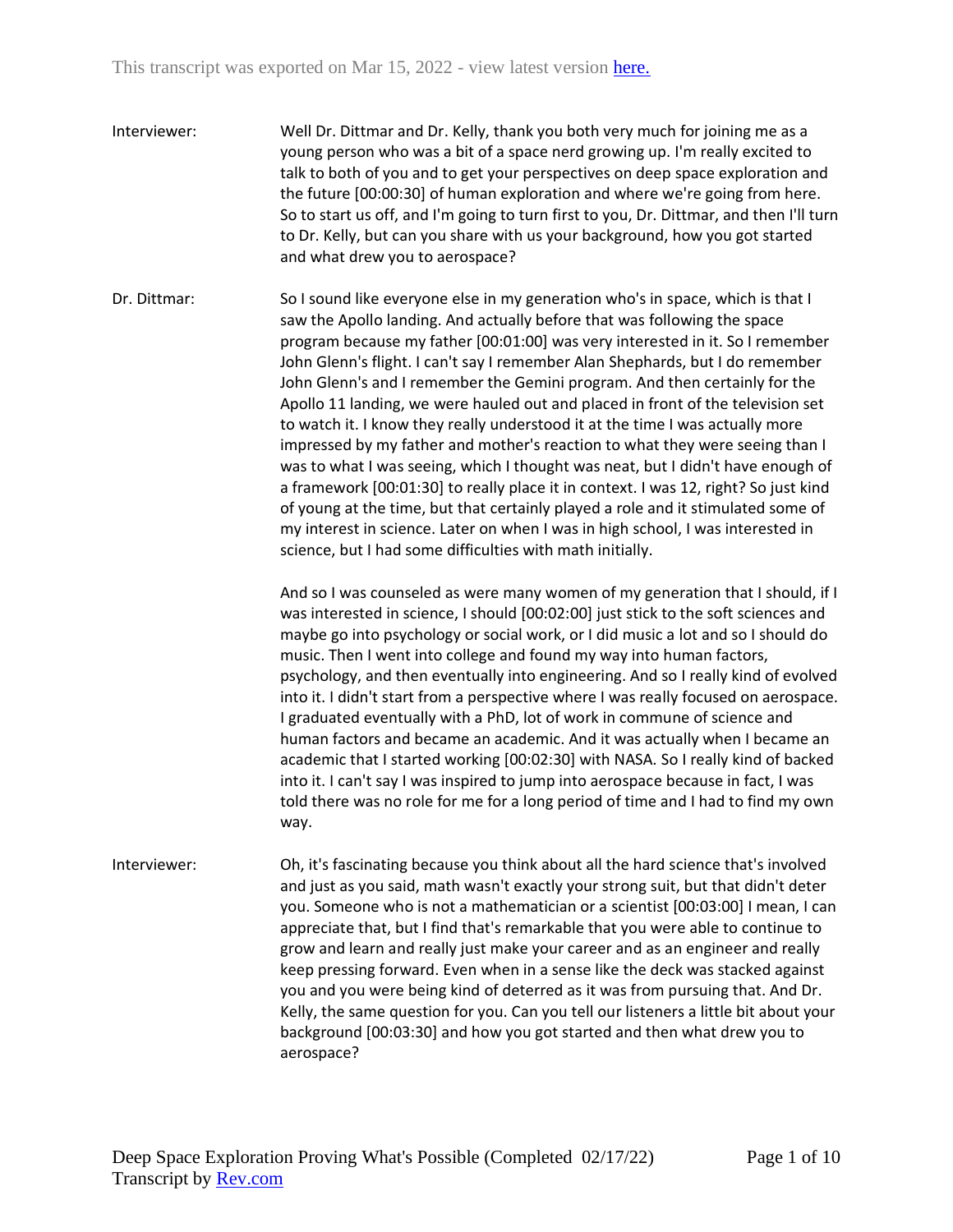This transcript was exported on Mar 15, 2022 - view latest version [here.](#)

Interviewer: Well Dr. Dittmar and Dr. Kelly, thank you both very much for joining me as a young person who was a bit of a space nerd growing up. I'm really excited to talk to both of you and to get your perspectives on deep space exploration and the future [00:00:30] of human exploration and where we're going from here. So to start us off, and I'm going to turn first to you, Dr. Dittmar, and then I'll turn to Dr. Kelly, but can you share with us your background, how you got started and what drew you to aerospace?

Dr. Dittmar: So I sound like everyone else in my generation who's in space, which is that I saw the Apollo landing. And actually before that was following the space program because my father [00:01:00] was very interested in it. So I remember John Glenn's flight. I can't say I remember Alan Shephards, but I do remember John Glenn's and I remember the Gemini program. And then certainly for the Apollo 11 landing, we were hauled out and placed in front of the television set to watch it. I know they really understood it at the time I was actually more impressed by my father and mother's reaction to what they were seeing than I was to what I was seeing, which I thought was neat, but I didn't have enough of a framework [00:01:30] to really place it in context. I was 12, right? So just kind of young at the time, but that certainly played a role and it stimulated some of my interest in science. Later on when I was in high school, I was interested in science, but I had some difficulties with math initially.

And so I was counseled as were many women of my generation that I should, if I was interested in science, I should [00:02:00] just stick to the soft sciences and maybe go into psychology or social work, or I did music a lot and so I should do music. Then I went into college and found my way into human factors, psychology, and then eventually into engineering. And so I really kind of evolved into it. I didn't start from a perspective where I was really focused on aerospace. I graduated eventually with a PhD, lot of work in commune of science and human factors and became an academic. And it was actually when I became an academic that I started working [00:02:30] with NASA. So I really kind of backed into it. I can't say I was inspired to jump into aerospace because in fact, I was told there was no role for me for a long period of time and I had to find my own way.

Interviewer: Oh, it's fascinating because you think about all the hard science that's involved and just as you said, math wasn't exactly your strong suit, but that didn't deter you. Someone who is not a mathematician or a scientist [00:03:00] I mean, I can appreciate that, but I find that's remarkable that you were able to continue to grow and learn and really just make your career and as an engineer and really keep pressing forward. Even when in a sense like the deck was stacked against you and you were being kind of deterred as it was from pursuing that. And Dr. Kelly, the same question for you. Can you tell our listeners a little bit about your background [00:03:30] and how you got started and then what drew you to aerospace?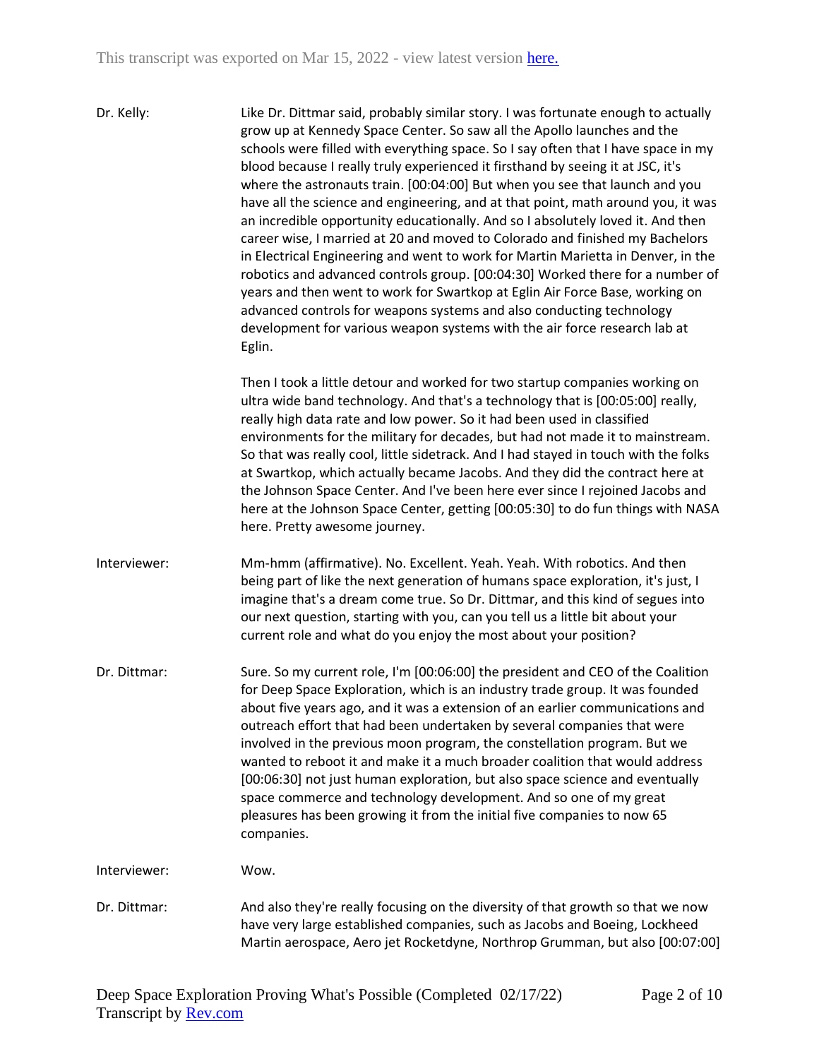Dr. Kelly: Like Dr. Dittmar said, probably similar story. I was fortunate enough to actually grow up at Kennedy Space Center. So saw all the Apollo launches and the schools were filled with everything space. So I say often that I have space in my blood because I really truly experienced it firsthand by seeing it at JSC, it's where the astronauts train. [00:04:00] But when you see that launch and you have all the science and engineering, and at that point, math around you, it was an incredible opportunity educationally. And so I absolutely loved it. And then career wise, I married at 20 and moved to Colorado and finished my Bachelors in Electrical Engineering and went to work for Martin Marietta in Denver, in the robotics and advanced controls group. [00:04:30] Worked there for a number of years and then went to work for Swartkop at Eglin Air Force Base, working on advanced controls for weapons systems and also conducting technology development for various weapon systems with the air force research lab at Eglin.

Then I took a little detour and worked for two startup companies working on ultra wide band technology. And that's a technology that is [00:05:00] really, really high data rate and low power. So it had been used in classified environments for the military for decades, but had not made it to mainstream. So that was really cool, little sidetrack. And I had stayed in touch with the folks at Swartkop, which actually became Jacobs. And they did the contract here at the Johnson Space Center. And I've been here ever since I rejoined Jacobs and here at the Johnson Space Center, getting [00:05:30] to do fun things with NASA here. Pretty awesome journey.

Interviewer: Mm-hmm (affirmative). No. Excellent. Yeah. Yeah. With robotics. And then being part of like the next generation of humans space exploration, it's just, I imagine that's a dream come true. So Dr. Dittmar, and this kind of segues into our next question, starting with you, can you tell us a little bit about your current role and what do you enjoy the most about your position?

Dr. Dittmar: Sure. So my current role, I'm [00:06:00] the president and CEO of the Coalition for Deep Space Exploration, which is an industry trade group. It was founded about five years ago, and it was a extension of an earlier communications and outreach effort that had been undertaken by several companies that were involved in the previous moon program, the constellation program. But we wanted to reboot it and make it a much broader coalition that would address [00:06:30] not just human exploration, but also space science and eventually space commerce and technology development. And so one of my great pleasures has been growing it from the initial five companies to now 65 companies.

Interviewer: Wow.

Dr. Dittmar: And also they're really focusing on the diversity of that growth so that we now have very large established companies, such as Jacobs and Boeing, Lockheed Martin aerospace, Aero jet Rocketdyne, Northrop Grumman, but also [00:07:00]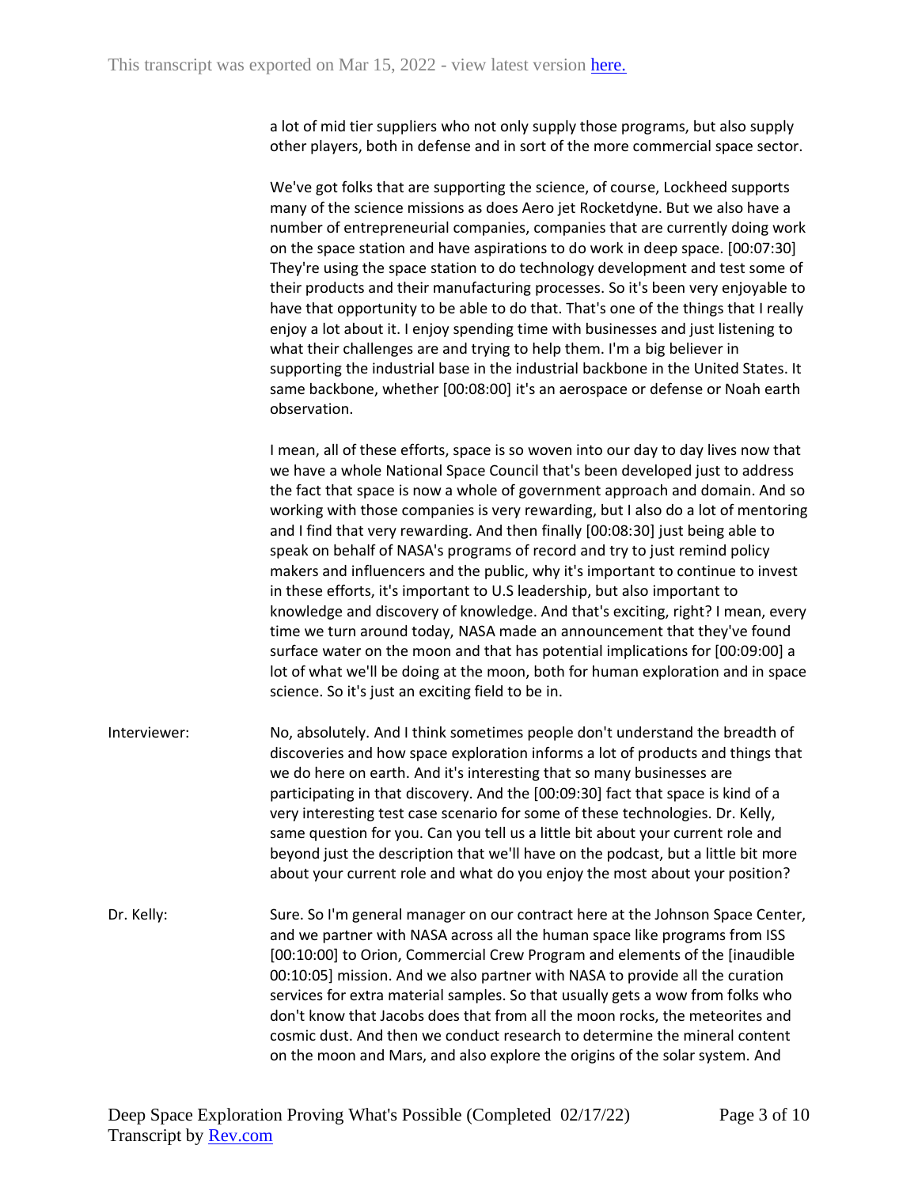a lot of mid tier suppliers who not only supply those programs, but also supply other players, both in defense and in sort of the more commercial space sector.

We've got folks that are supporting the science, of course, Lockheed supports many of the science missions as does Aero jet Rocketdyne. But we also have a number of entrepreneurial companies, companies that are currently doing work on the space station and have aspirations to do work in deep space. [00:07:30] They're using the space station to do technology development and test some of their products and their manufacturing processes. So it's been very enjoyable to have that opportunity to be able to do that. That's one of the things that I really enjoy a lot about it. I enjoy spending time with businesses and just listening to what their challenges are and trying to help them. I'm a big believer in supporting the industrial base in the industrial backbone in the United States. It same backbone, whether [00:08:00] it's an aerospace or defense or Noah earth observation.

I mean, all of these efforts, space is so woven into our day to day lives now that we have a whole National Space Council that's been developed just to address the fact that space is now a whole of government approach and domain. And so working with those companies is very rewarding, but I also do a lot of mentoring and I find that very rewarding. And then finally [00:08:30] just being able to speak on behalf of NASA's programs of record and try to just remind policy makers and influencers and the public, why it's important to continue to invest in these efforts, it's important to U.S leadership, but also important to knowledge and discovery of knowledge. And that's exciting, right? I mean, every time we turn around today, NASA made an announcement that they've found surface water on the moon and that has potential implications for [00:09:00] a lot of what we'll be doing at the moon, both for human exploration and in space science. So it's just an exciting field to be in.

Interviewer: No, absolutely. And I think sometimes people don't understand the breadth of discoveries and how space exploration informs a lot of products and things that we do here on earth. And it's interesting that so many businesses are participating in that discovery. And the [00:09:30] fact that space is kind of a very interesting test case scenario for some of these technologies. Dr. Kelly, same question for you. Can you tell us a little bit about your current role and beyond just the description that we'll have on the podcast, but a little bit more about your current role and what do you enjoy the most about your position?

Dr. Kelly: Sure. So I'm general manager on our contract here at the Johnson Space Center, and we partner with NASA across all the human space like programs from ISS [00:10:00] to Orion, Commercial Crew Program and elements of the [inaudible 00:10:05] mission. And we also partner with NASA to provide all the curation services for extra material samples. So that usually gets a wow from folks who don't know that Jacobs does that from all the moon rocks, the meteorites and cosmic dust. And then we conduct research to determine the mineral content on the moon and Mars, and also explore the origins of the solar system. And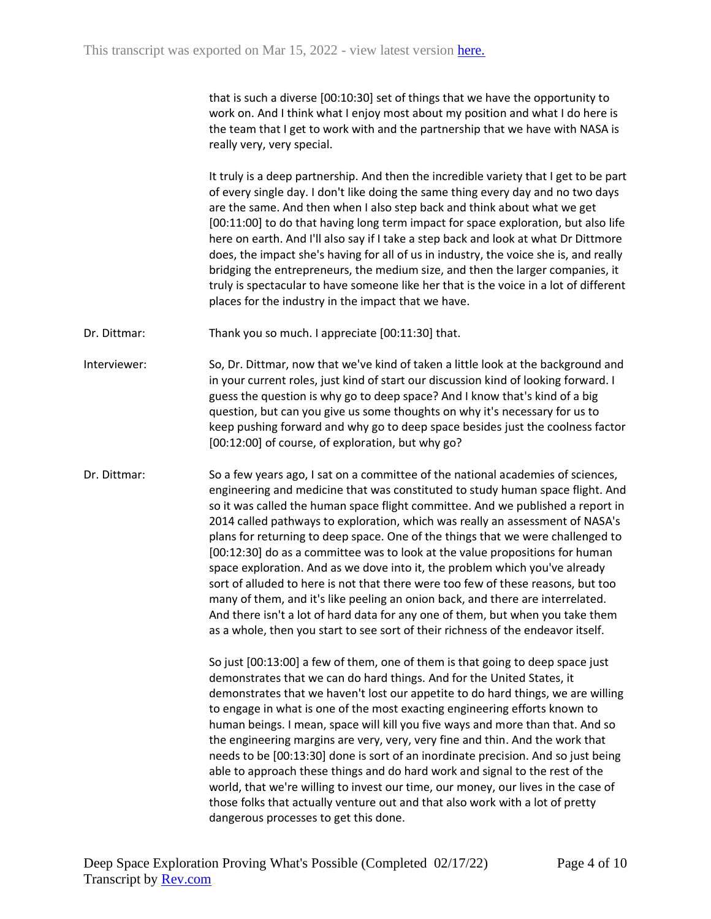that is such a diverse [00:10:30] set of things that we have the opportunity to work on. And I think what I enjoy most about my position and what I do here is the team that I get to work with and the partnership that we have with NASA is really very, very special.

It truly is a deep partnership. And then the incredible variety that I get to be part of every single day. I don't like doing the same thing every day and no two days are the same. And then when I also step back and think about what we get [00:11:00] to do that having long term impact for space exploration, but also life here on earth. And I'll also say if I take a step back and look at what Dr Dittmore does, the impact she's having for all of us in industry, the voice she is, and really bridging the entrepreneurs, the medium size, and then the larger companies, it truly is spectacular to have someone like her that is the voice in a lot of different places for the industry in the impact that we have.

**Dr. Dittmar:** Thank you so much. I appreciate [00:11:30] that.

**Interviewer:** So, Dr. Dittmar, now that we've kind of taken a little look at the background and in your current roles, just kind of start our discussion kind of looking forward. I guess the question is why go to deep space? And I know that's kind of a big question, but can you give us some thoughts on why it's necessary for us to keep pushing forward and why go to deep space besides just the coolness factor [00:12:00] of course, of exploration, but why go?

**Dr. Dittmar:** So a few years ago, I sat on a committee of the national academies of sciences, engineering and medicine that was constituted to study human space flight. And so it was called the human space flight committee. And we published a report in 2014 called pathways to exploration, which was really an assessment of NASA's plans for returning to deep space. One of the things that we were challenged to [00:12:30] do as a committee was to look at the value propositions for human space exploration. And as we dove into it, the problem which you've already sort of alluded to here is not that there were too few of these reasons, but too many of them, and it's like peeling an onion back, and there are interrelated. And there isn't a lot of hard data for any one of them, but when you take them as a whole, then you start to see sort of their richness of the endeavor itself.

So just [00:13:00] a few of them, one of them is that going to deep space just demonstrates that we can do hard things. And for the United States, it demonstrates that we haven't lost our appetite to do hard things, we are willing to engage in what is one of the most exacting engineering efforts known to human beings. I mean, space will kill you five ways and more than that. And so the engineering margins are very, very, very fine and thin. And the work that needs to be [00:13:30] done is sort of an inordinate precision. And so just being able to approach these things and do hard work and signal to the rest of the world, that we're willing to invest our time, our money, our lives in the case of those folks that actually venture out and that also work with a lot of pretty dangerous processes to get this done.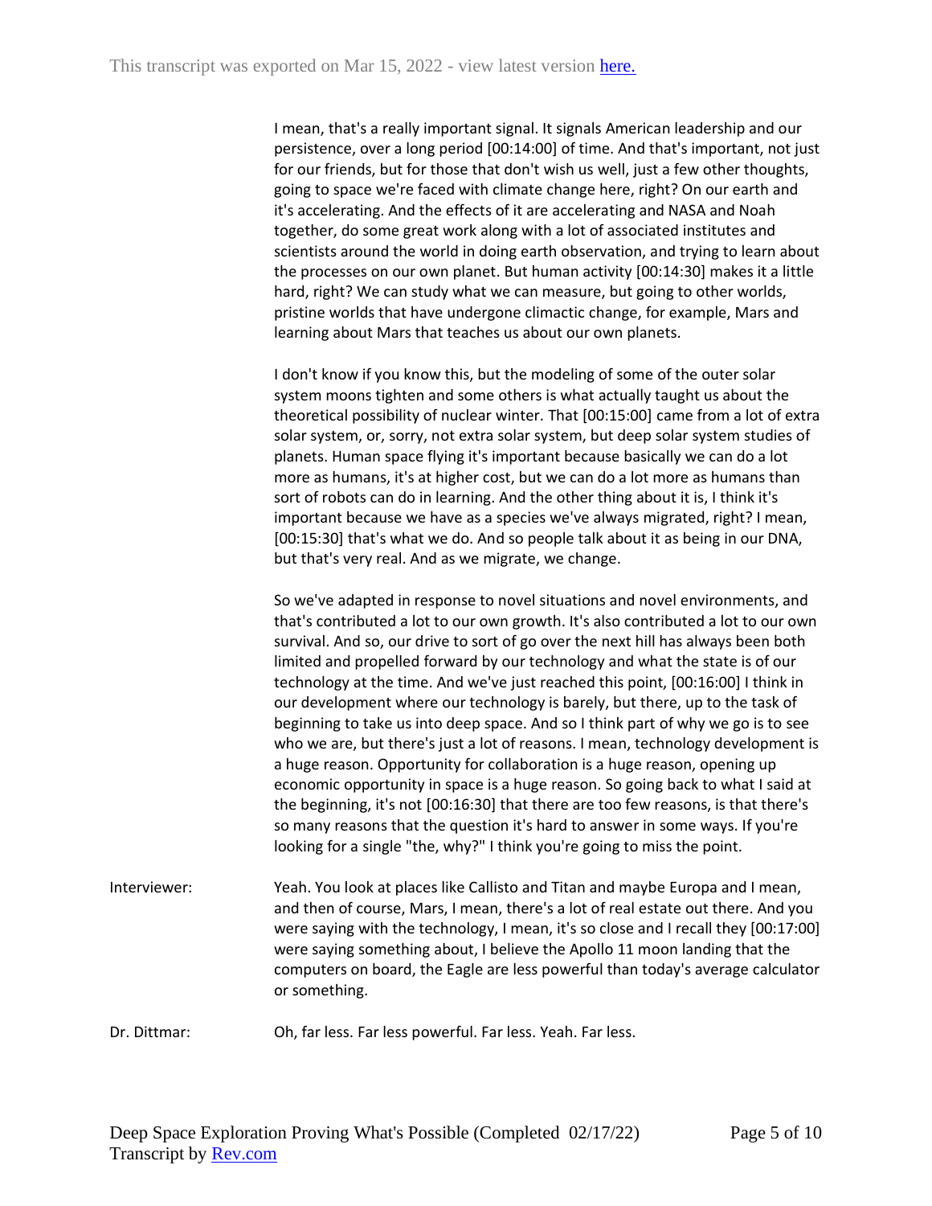I mean, that's a really important signal. It signals American leadership and our persistence, over a long period [00:14:00] of time. And that's important, not just for our friends, but for those that don't wish us well, just a few other thoughts, going to space we're faced with climate change here, right? On our earth and it's accelerating. And the effects of it are accelerating and NASA and Noah together, do some great work along with a lot of associated institutes and scientists around the world in doing earth observation, and trying to learn about the processes on our own planet. But human activity [00:14:30] makes it a little hard, right? We can study what we can measure, but going to other worlds, pristine worlds that have undergone climactic change, for example, Mars and learning about Mars that teaches us about our own planets.

I don't know if you know this, but the modeling of some of the outer solar system moons tighten and some others is what actually taught us about the theoretical possibility of nuclear winter. That [00:15:00] came from a lot of extra solar system, or, sorry, not extra solar system, but deep solar system studies of planets. Human space flying it's important because basically we can do a lot more as humans, it's at higher cost, but we can do a lot more as humans than sort of robots can do in learning. And the other thing about it is, I think it's important because we have as a species we've always migrated, right? I mean, [00:15:30] that's what we do. And so people talk about it as being in our DNA, but that's very real. And as we migrate, we change.

So we've adapted in response to novel situations and novel environments, and that's contributed a lot to our own growth. It's also contributed a lot to our own survival. And so, our drive to sort of go over the next hill has always been both limited and propelled forward by our technology and what the state is of our technology at the time. And we've just reached this point, [00:16:00] I think in our development where our technology is barely, but there, up to the task of beginning to take us into deep space. And so I think part of why we go is to see who we are, but there's just a lot of reasons. I mean, technology development is a huge reason. Opportunity for collaboration is a huge reason, opening up economic opportunity in space is a huge reason. So going back to what I said at the beginning, it's not [00:16:30] that there are too few reasons, is that there's so many reasons that the question it's hard to answer in some ways. If you're looking for a single "the, why?" I think you're going to miss the point.

Interviewer: Yeah. You look at places like Callisto and Titan and maybe Europa and I mean, and then of course, Mars, I mean, there's a lot of real estate out there. And you were saying with the technology, I mean, it's so close and I recall they [00:17:00] were saying something about, I believe the Apollo 11 moon landing that the computers on board, the Eagle are less powerful than today's average calculator or something.

Dr. Dittmar: Oh, far less. Far less powerful. Far less. Yeah. Far less.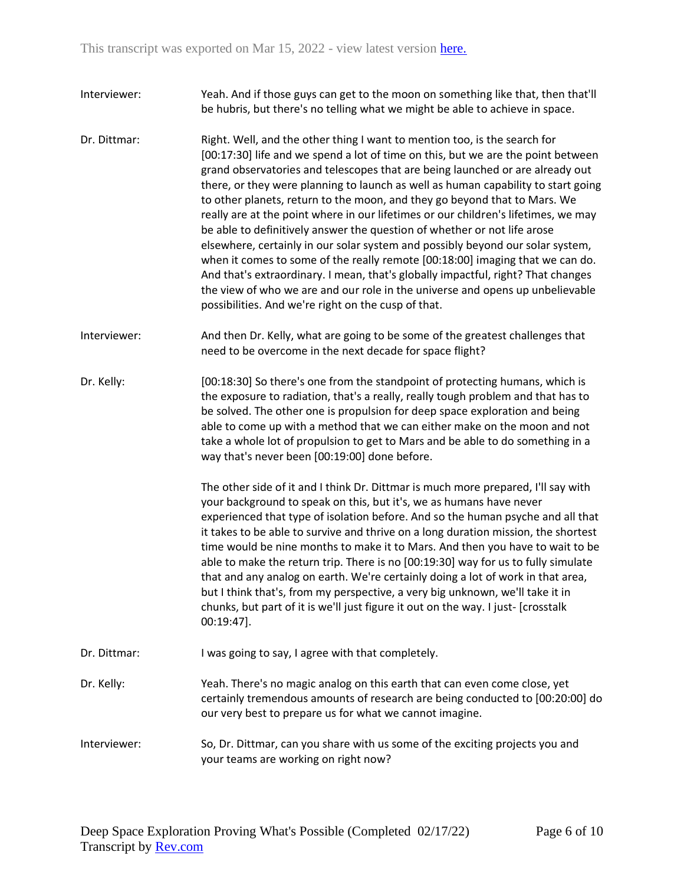Interviewer: Yeah. And if those guys can get to the moon on something like that, then that'll be hubris, but there's no telling what we might be able to achieve in space.

Dr. Dittmar: Right. Well, and the other thing I want to mention too, is the search for [00:17:30] life and we spend a lot of time on this, but we are the point between grand observatories and telescopes that are being launched or are already out there, or they were planning to launch as well as human capability to start going to other planets, return to the moon, and they go beyond that to Mars. We really are at the point where in our lifetimes or our children's lifetimes, we may be able to definitively answer the question of whether or not life arose elsewhere, certainly in our solar system and possibly beyond our solar system, when it comes to some of the really remote [00:18:00] imaging that we can do. And that's extraordinary. I mean, that's globally impactful, right? That changes the view of who we are and our role in the universe and opens up unbelievable possibilities. And we're right on the cusp of that.

Interviewer: And then Dr. Kelly, what are going to be some of the greatest challenges that need to be overcome in the next decade for space flight?

Dr. Kelly: [00:18:30] So there's one from the standpoint of protecting humans, which is the exposure to radiation, that's a really, really tough problem and that has to be solved. The other one is propulsion for deep space exploration and being able to come up with a method that we can either make on the moon and not take a whole lot of propulsion to get to Mars and be able to do something in a way that's never been [00:19:00] done before.

The other side of it and I think Dr. Dittmar is much more prepared, I'll say with your background to speak on this, but it's, we as humans have never experienced that type of isolation before. And so the human psyche and all that it takes to be able to survive and thrive on a long duration mission, the shortest time would be nine months to make it to Mars. And then you have to wait to be able to make the return trip. There is no [00:19:30] way for us to fully simulate that and any analog on earth. We're certainly doing a lot of work in that area, but I think that's, from my perspective, a very big unknown, we'll take it in chunks, but part of it is we'll just figure it out on the way. I just- [crosstalk 00:19:47].

Dr. Dittmar: I was going to say, I agree with that completely.

Dr. Kelly: Yeah. There's no magic analog on this earth that can even come close, yet certainly tremendous amounts of research are being conducted to [00:20:00] do our very best to prepare us for what we cannot imagine.

Interviewer: So, Dr. Dittmar, can you share with us some of the exciting projects you and your teams are working on right now?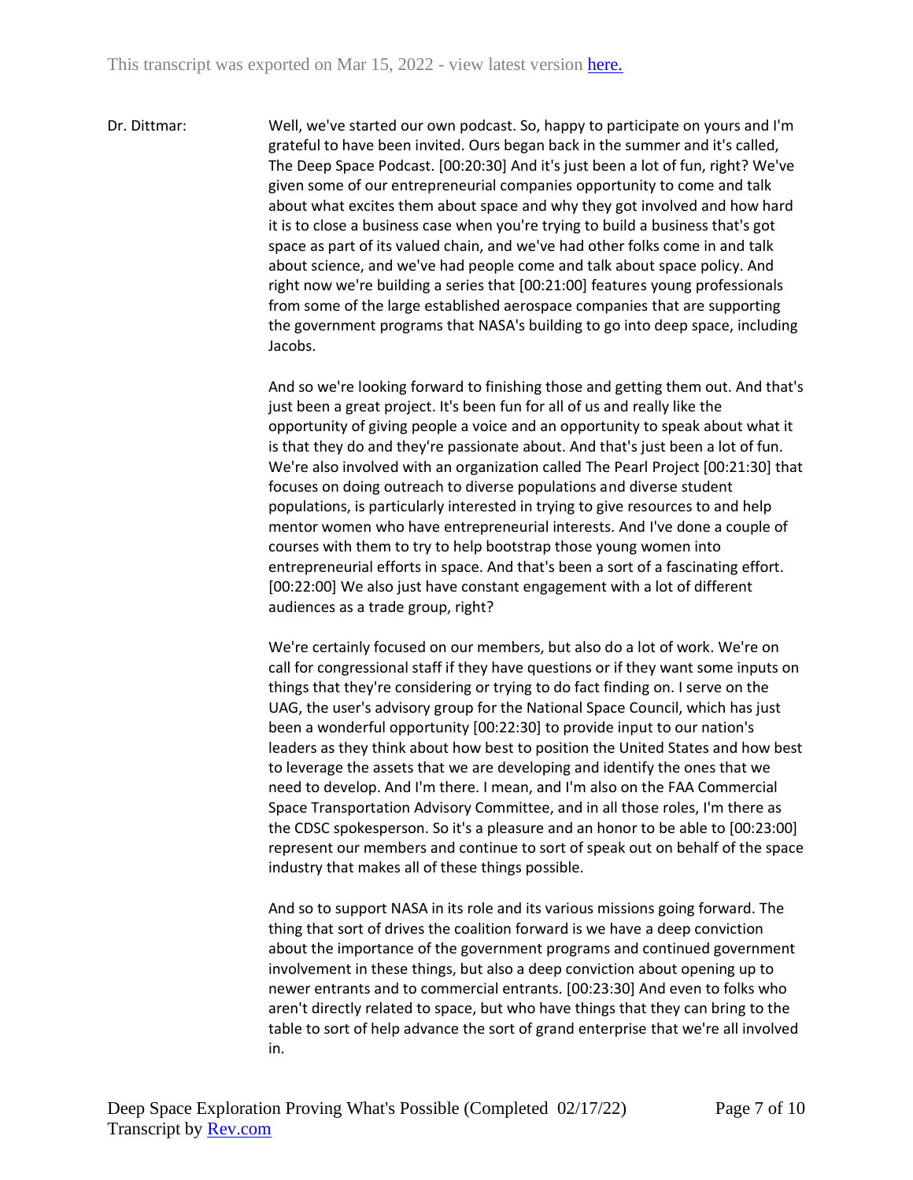Dr. Dittmar: Well, we've started our own podcast. So, happy to participate on yours and I'm grateful to have been invited. Ours began back in the summer and it's called, The Deep Space Podcast. [00:20:30] And it's just been a lot of fun, right? We've given some of our entrepreneurial companies opportunity to come and talk about what excites them about space and why they got involved and how hard it is to close a business case when you're trying to build a business that's got space as part of its valued chain, and we've had other folks come in and talk about science, and we've had people come and talk about space policy. And right now we're building a series that [00:21:00] features young professionals from some of the large established aerospace companies that are supporting the government programs that NASA's building to go into deep space, including Jacobs.

And so we're looking forward to finishing those and getting them out. And that's just been a great project. It's been fun for all of us and really like the opportunity of giving people a voice and an opportunity to speak about what it is that they do and they're passionate about. And that's just been a lot of fun. We're also involved with an organization called The Pearl Project [00:21:30] that focuses on doing outreach to diverse populations and diverse student populations, is particularly interested in trying to give resources to and help mentor women who have entrepreneurial interests. And I've done a couple of courses with them to try to help bootstrap those young women into entrepreneurial efforts in space. And that's been a sort of a fascinating effort. [00:22:00] We also just have constant engagement with a lot of different audiences as a trade group, right?

We're certainly focused on our members, but also do a lot of work. We're on call for congressional staff if they have questions or if they want some inputs on things that they're considering or trying to do fact finding on. I serve on the UAG, the user's advisory group for the National Space Council, which has just been a wonderful opportunity [00:22:30] to provide input to our nation's leaders as they think about how best to position the United States and how best to leverage the assets that we are developing and identify the ones that we need to develop. And I'm there. I mean, and I'm also on the FAA Commercial Space Transportation Advisory Committee, and in all those roles, I'm there as the CDSC spokesperson. So it's a pleasure and an honor to be able to [00:23:00] represent our members and continue to sort of speak out on behalf of the space industry that makes all of these things possible.

And so to support NASA in its role and its various missions going forward. The thing that sort of drives the coalition forward is we have a deep conviction about the importance of the government programs and continued government involvement in these things, but also a deep conviction about opening up to newer entrants and to commercial entrants. [00:23:30] And even to folks who aren't directly related to space, but who have things that they can bring to the table to sort of help advance the sort of grand enterprise that we're all involved in.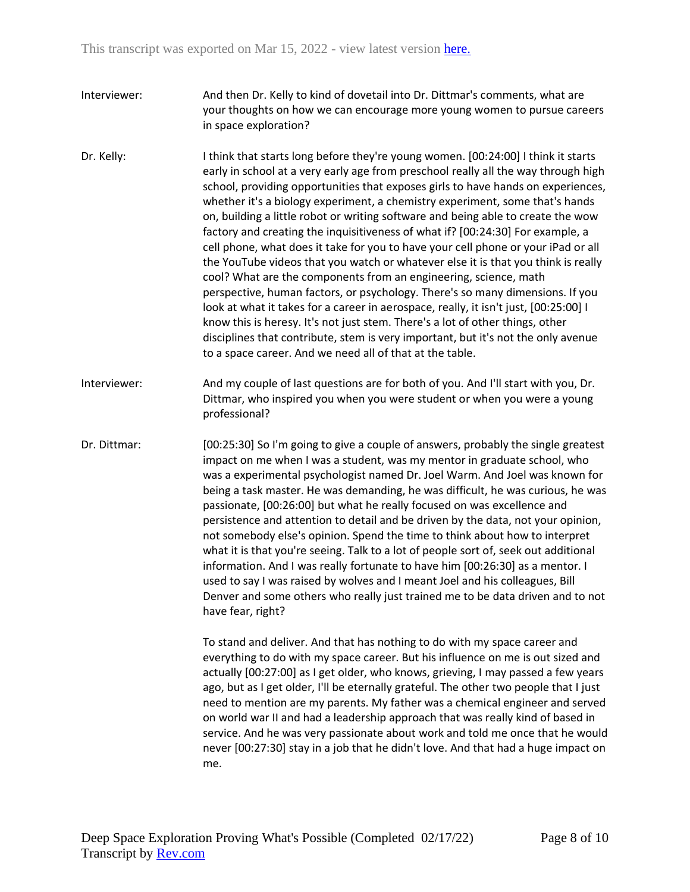Interviewer: And then Dr. Kelly to kind of dovetail into Dr. Dittmar's comments, what are your thoughts on how we can encourage more young women to pursue careers in space exploration?

Dr. Kelly: I think that starts long before they're young women. [00:24:00] I think it starts early in school at a very early age from preschool really all the way through high school, providing opportunities that exposes girls to have hands on experiences, whether it's a biology experiment, a chemistry experiment, some that's hands on, building a little robot or writing software and being able to create the wow factory and creating the inquisitiveness of what if? [00:24:30] For example, a cell phone, what does it take for you to have your cell phone or your iPad or all the YouTube videos that you watch or whatever else it is that you think is really cool? What are the components from an engineering, science, math perspective, human factors, or psychology. There's so many dimensions. If you look at what it takes for a career in aerospace, really, it isn't just, [00:25:00] I know this is heresy. It's not just stem. There's a lot of other things, other disciplines that contribute, stem is very important, but it's not the only avenue to a space career. And we need all of that at the table.

Interviewer: And my couple of last questions are for both of you. And I'll start with you, Dr. Dittmar, who inspired you when you were student or when you were a young professional?

Dr. Dittmar: [00:25:30] So I'm going to give a couple of answers, probably the single greatest impact on me when I was a student, was my mentor in graduate school, who was a experimental psychologist named Dr. Joel Warm. And Joel was known for being a task master. He was demanding, he was difficult, he was curious, he was passionate, [00:26:00] but what he really focused on was excellence and persistence and attention to detail and be driven by the data, not your opinion, not somebody else's opinion. Spend the time to think about how to interpret what it is that you're seeing. Talk to a lot of people sort of, seek out additional information. And I was really fortunate to have him [00:26:30] as a mentor. I used to say I was raised by wolves and I meant Joel and his colleagues, Bill Denver and some others who really just trained me to be data driven and to not have fear, right?

To stand and deliver. And that has nothing to do with my space career and everything to do with my space career. But his influence on me is out sized and actually [00:27:00] as I get older, who knows, grieving, I may passed a few years ago, but as I get older, I'll be eternally grateful. The other two people that I just need to mention are my parents. My father was a chemical engineer and served on world war II and had a leadership approach that was really kind of based in service. And he was very passionate about work and told me once that he would never [00:27:30] stay in a job that he didn't love. And that had a huge impact on me.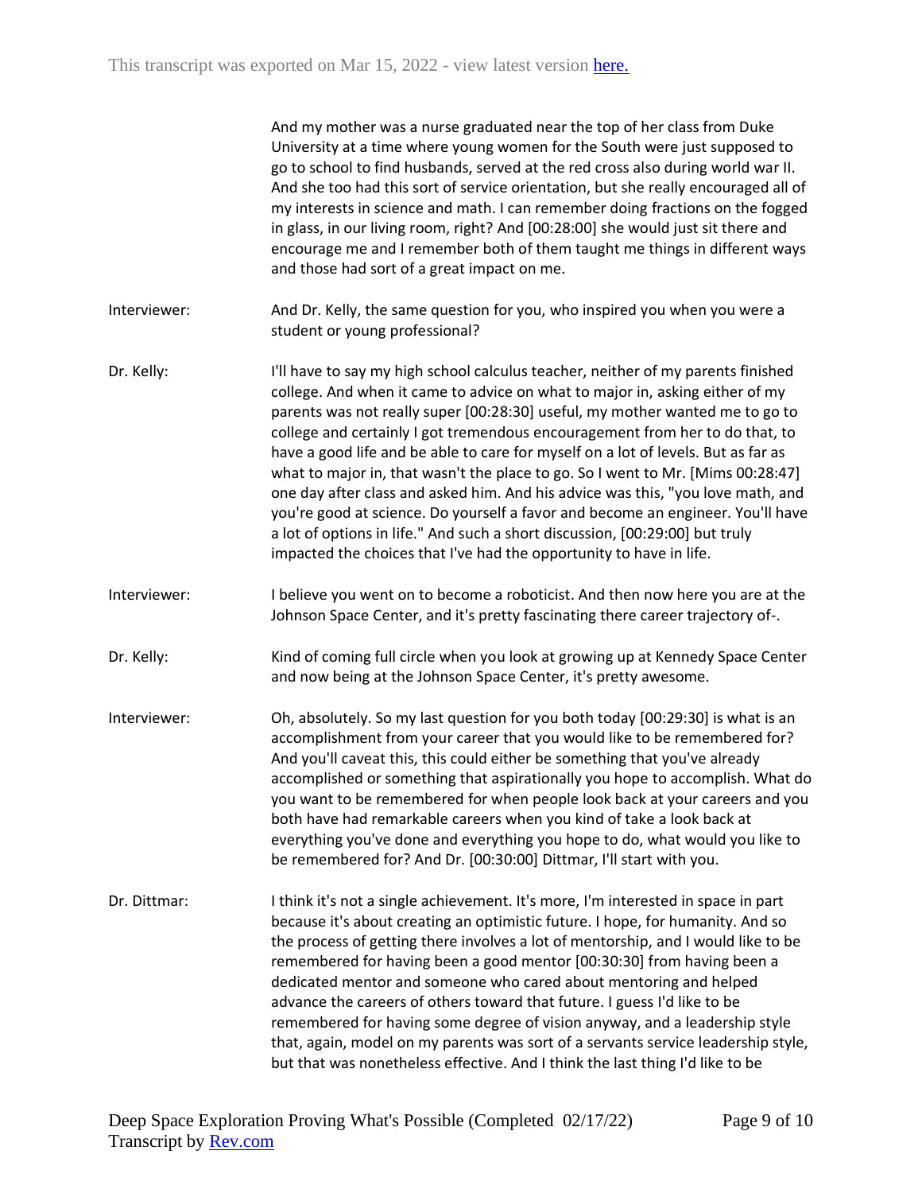And my mother was a nurse graduated near the top of her class from Duke University at a time where young women for the South were just supposed to go to school to find husbands, served at the red cross also during world war II. And she too had this sort of service orientation, but she really encouraged all of my interests in science and math. I can remember doing fractions on the fogged in glass, in our living room, right? And [00:28:00] she would just sit there and encourage me and I remember both of them taught me things in different ways and those had sort of a great impact on me.

Interviewer: And Dr. Kelly, the same question for you, who inspired you when you were a student or young professional?

Dr. Kelly: I'll have to say my high school calculus teacher, neither of my parents finished college. And when it came to advice on what to major in, asking either of my parents was not really super [00:28:30] useful, my mother wanted me to go to college and certainly I got tremendous encouragement from her to do that, to have a good life and be able to care for myself on a lot of levels. But as far as what to major in, that wasn't the place to go. So I went to Mr. [Mims 00:28:47] one day after class and asked him. And his advice was this, "you love math, and you're good at science. Do yourself a favor and become an engineer. You'll have a lot of options in life." And such a short discussion, [00:29:00] but truly impacted the choices that I've had the opportunity to have in life.

Interviewer: I believe you went on to become a roboticist. And then now here you are at the Johnson Space Center, and it's pretty fascinating there career trajectory of-.

Dr. Kelly: Kind of coming full circle when you look at growing up at Kennedy Space Center and now being at the Johnson Space Center, it's pretty awesome.

Interviewer: Oh, absolutely. So my last question for you both today [00:29:30] is what is an accomplishment from your career that you would like to be remembered for? And you'll caveat this, this could either be something that you've already accomplished or something that aspirationally you hope to accomplish. What do you want to be remembered for when people look back at your careers and you both have had remarkable careers when you kind of take a look back at everything you've done and everything you hope to do, what would you like to be remembered for? And Dr. [00:30:00] Dittmar, I'll start with you.

Dr. Dittmar: I think it's not a single achievement. It's more, I'm interested in space in part because it's about creating an optimistic future. I hope, for humanity. And so the process of getting there involves a lot of mentorship, and I would like to be remembered for having been a good mentor [00:30:30] from having been a dedicated mentor and someone who cared about mentoring and helped advance the careers of others toward that future. I guess I'd like to be remembered for having some degree of vision anyway, and a leadership style that, again, model on my parents was sort of a servants service leadership style, but that was nonetheless effective. And I think the last thing I'd like to be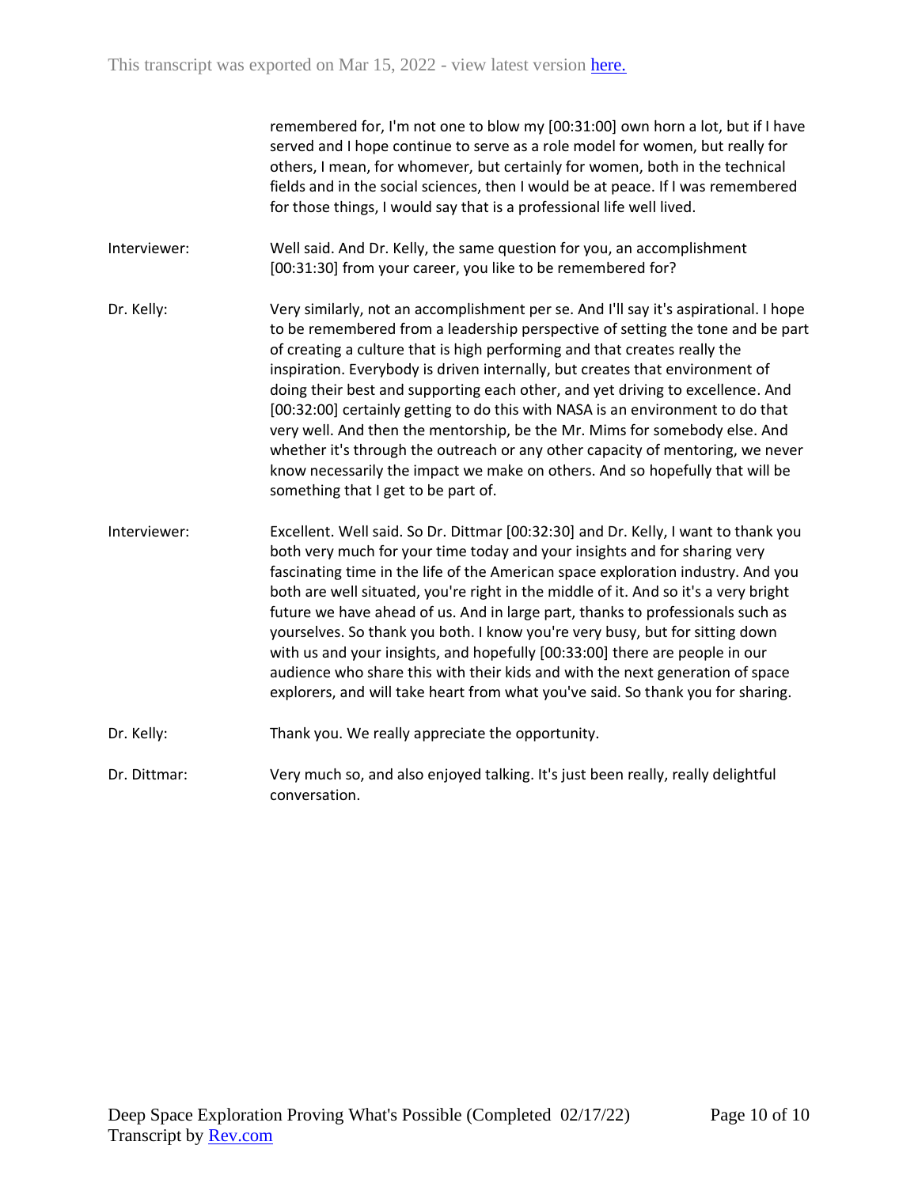remembered for, I'm not one to blow my [00:31:00] own horn a lot, but if I have served and I hope continue to serve as a role model for women, but really for others, I mean, for whomever, but certainly for women, both in the technical fields and in the social sciences, then I would be at peace. If I was remembered for those things, I would say that is a professional life well lived.

Interviewer: Well said. And Dr. Kelly, the same question for you, an accomplishment [00:31:30] from your career, you like to be remembered for?

Dr. Kelly: Very similarly, not an accomplishment per se. And I'll say it's aspirational. I hope to be remembered from a leadership perspective of setting the tone and be part of creating a culture that is high performing and that creates really the inspiration. Everybody is driven internally, but creates that environment of doing their best and supporting each other, and yet driving to excellence. And [00:32:00] certainly getting to do this with NASA is an environment to do that very well. And then the mentorship, be the Mr. Mims for somebody else. And whether it's through the outreach or any other capacity of mentoring, we never know necessarily the impact we make on others. And so hopefully that will be something that I get to be part of.

Interviewer: Excellent. Well said. So Dr. Dittmar [00:32:30] and Dr. Kelly, I want to thank you both very much for your time today and your insights and for sharing very fascinating time in the life of the American space exploration industry. And you both are well situated, you're right in the middle of it. And so it's a very bright future we have ahead of us. And in large part, thanks to professionals such as yourselves. So thank you both. I know you're very busy, but for sitting down with us and your insights, and hopefully [00:33:00] there are people in our audience who share this with their kids and with the next generation of space explorers, and will take heart from what you've said. So thank you for sharing.

Dr. Kelly: Thank you. We really appreciate the opportunity.

Dr. Dittmar: Very much so, and also enjoyed talking. It's just been really, really delightful conversation.